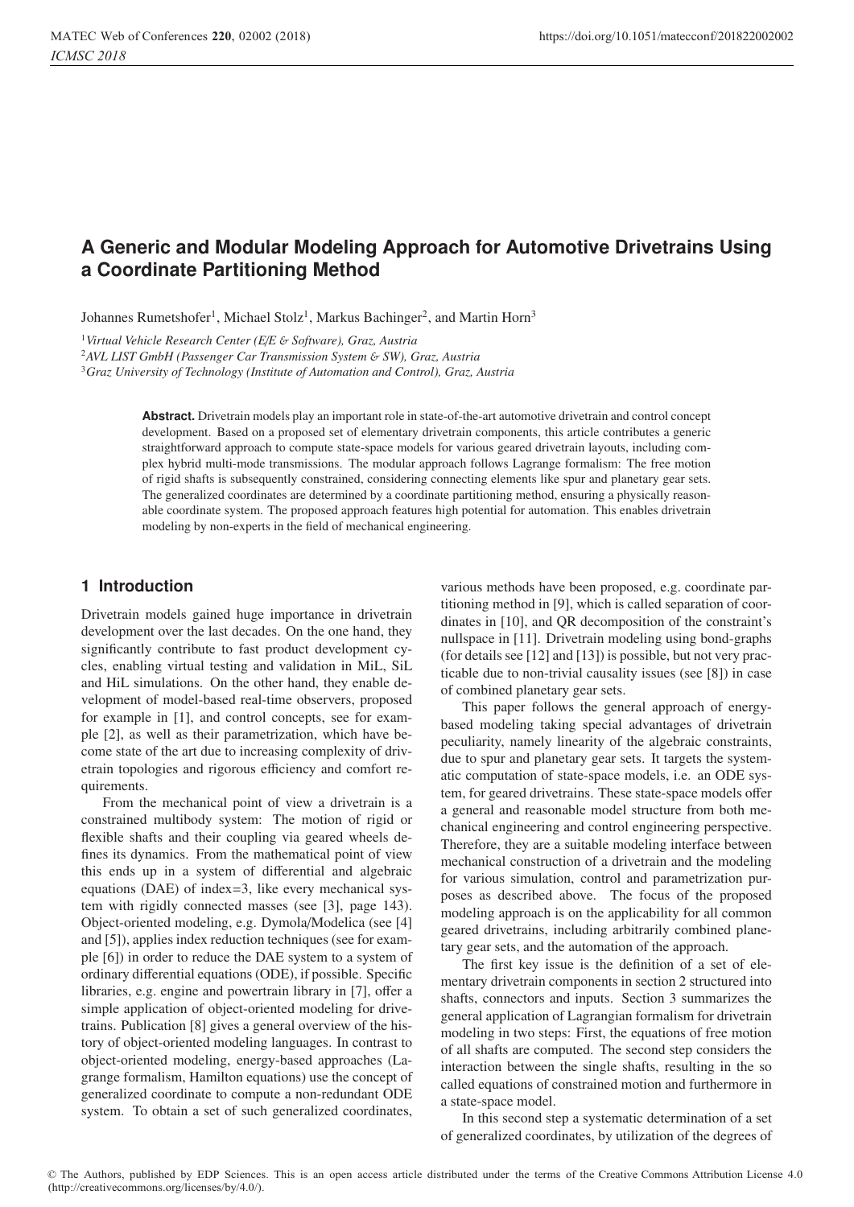# A Generic and Modular Modeling Approach for Automotive Drivetrains Using a Coordinate Partitioning Method

Johannes Rumetshofer[1], Michael Stolz[1], Markus Bachinger[2], and Martin Horn[3]

[1] *Virtual Vehicle Research Center (E/E & Software), Graz, Austria*
[2] *AVL LIST GmbH (Passenger Car Transmission System & SW), Graz, Austria*
[3] *Graz University of Technology (Institute of Automation and Control), Graz, Austria*

**Abstract.** Drivetrain models play an important role in state-of-the-art automotive drivetrain and control concept development. Based on a proposed set of elementary drivetrain components, this article contributes a generic straightforward approach to compute state-space models for various geared drivetrain layouts, including complex hybrid multi-mode transmissions. The modular approach follows Lagrange formalism: The free motion of rigid shafts is subsequently constrained, considering connecting elements like spur and planetary gear sets. The generalized coordinates are determined by a coordinate partitioning method, ensuring a physically reasonable coordinate system. The proposed approach features high potential for automation. This enables drivetrain modeling by non-experts in the field of mechanical engineering.

## 1 Introduction

Drivetrain models gained huge importance in drivetrain development over the last decades. On the one hand, they significantly contribute to fast product development cycles, enabling virtual testing and validation in MiL, SiL and HiL simulations. On the other hand, they enable development of model-based real-time observers, proposed for example in [1], and control concepts, see for example [2], as well as their parametrization, which have become state of the art due to increasing complexity of drivetrain topologies and rigorous efficiency and comfort requirements.

From the mechanical point of view a drivetrain is a constrained multibody system: The motion of rigid or flexible shafts and their coupling via geared wheels defines its dynamics. From the mathematical point of view this ends up in a system of differential and algebraic equations (DAE) of index=3, like every mechanical system with rigidly connected masses (see [3], page 143). Object-oriented modeling, e.g. Dymola/Modelica (see [4] and [5]), applies index reduction techniques (see for example [6]) in order to reduce the DAE system to a system of ordinary differential equations (ODE), if possible. Specific libraries, e.g. engine and powertrain library in [7], offer a simple application of object-oriented modeling for drivetrains. Publication [8] gives a general overview of the history of object-oriented modeling languages. In contrast to object-oriented modeling, energy-based approaches (Lagrange formalism, Hamilton equations) use the concept of generalized coordinate to compute a non-redundant ODE system. To obtain a set of such generalized coordinates, various methods have been proposed, e.g. coordinate partitioning method in [9], which is called separation of coordinates in [10], and QR decomposition of the constraint's nullspace in [11]. Drivetrain modeling using bond-graphs (for details see [12] and [13]) is possible, but not very practicable due to non-trivial causality issues (see [8]) in case of combined planetary gear sets.

This paper follows the general approach of energy-based modeling taking special advantages of drivetrain peculiarity, namely linearity of the algebraic constraints, due to spur and planetary gear sets. It targets the systematic computation of state-space models, i.e. an ODE system, for geared drivetrains. These state-space models offer a general and reasonable model structure from both mechanical engineering and control engineering perspective. Therefore, they are a suitable modeling interface between mechanical construction of a drivetrain and the modeling for various simulation, control and parametrization purposes as described above. The focus of the proposed modeling approach is on the applicability for all common geared drivetrains, including arbitrarily combined planetary gear sets, and the automation of the approach.

The first key issue is the definition of a set of elementary drivetrain components in section 2 structured into shafts, connectors and inputs. Section 3 summarizes the general application of Lagrangian formalism for drivetrain modeling in two steps: First, the equations of free motion of all shafts are computed. The second step considers the interaction between the single shafts, resulting in the so called equations of constrained motion and furthermore in a state-space model.

In this second step a systematic determination of a set of generalized coordinates, by utilization of the degrees of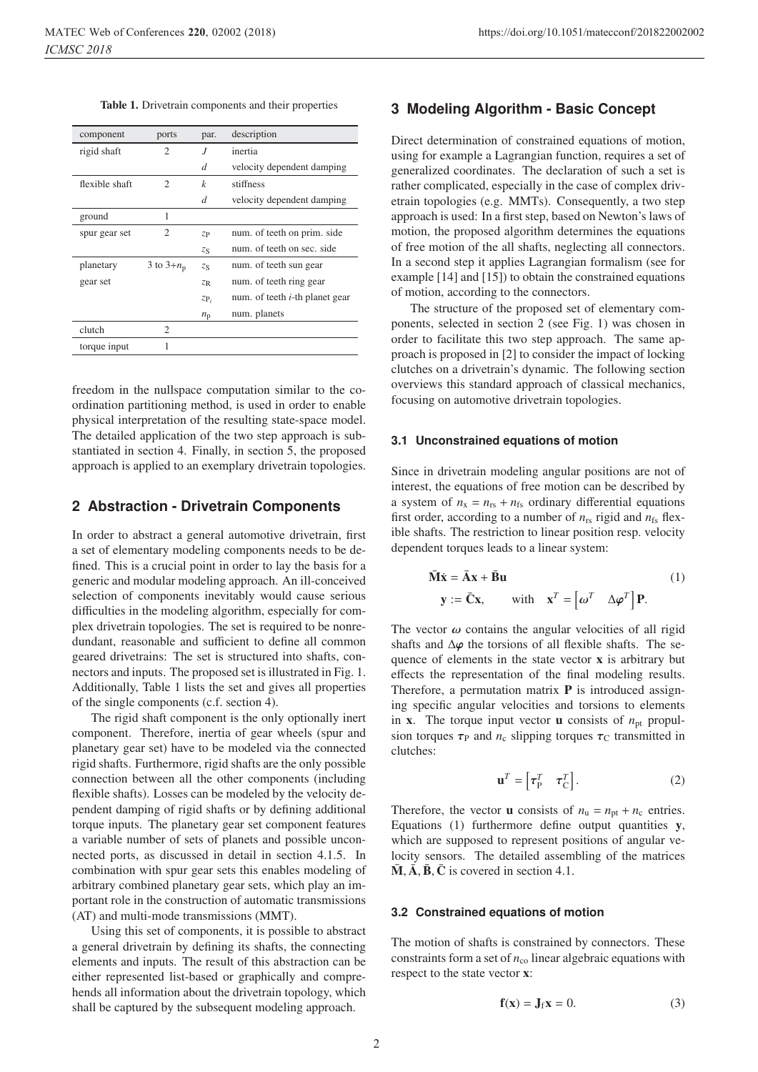Table 1. Drivetrain components and their properties

| component | ports | par. | description |
|---|---|---|---|
| rigid shaft | 2 | $J$ | inertia |
| | | $d$ | velocity dependent damping |
| flexible shaft | 2 | $k$ | stiffness |
| | | $d$ | velocity dependent damping |
| ground | 1 | | |
| spur gear set | 2 | $z_{\mathrm{P}}$ | num. of teeth on prim. side |
| | | $z_{\mathrm{S}}$ | num. of teeth on sec. side |
| planetary gear set | 3 to $3+n_{\mathrm{p}}$ | $z_{\mathrm{S}}$ | num. of teeth sun gear |
| | | $z_{\mathrm{R}}$ | num. of teeth ring gear |
| | | $z_{\mathrm{P}_i}$ | num. of teeth $i$-th planet gear |
| | | $n_{\mathrm{p}}$ | num. planets |
| clutch | 2 | | |
| torque input | 1 | | |

freedom in the nullspace computation similar to the coordination partitioning method, is used in order to enable physical interpretation of the resulting state-space model. The detailed application of the two step approach is substantiated in section 4. Finally, in section 5, the proposed approach is applied to an exemplary drivetrain topologies.

## 2 Abstraction - Drivetrain Components

In order to abstract a general automotive drivetrain, first a set of elementary modeling components needs to be defined. This is a crucial point in order to lay the basis for a generic and modular modeling approach. An ill-conceived selection of components inevitably would cause serious difficulties in the modeling algorithm, especially for complex drivetrain topologies. The set is required to be nonredundant, reasonable and sufficient to define all common geared drivetrains: The set is structured into shafts, connectors and inputs. The proposed set is illustrated in Fig. 1. Additionally, Table 1 lists the set and gives all properties of the single components (c.f. section 4).

The rigid shaft component is the only optionally inert component. Therefore, inertia of gear wheels (spur and planetary gear set) have to be modeled via the connected rigid shafts. Furthermore, rigid shafts are the only possible connection between all the other components (including flexible shafts). Losses can be modeled by the velocity dependent damping of rigid shafts or by defining additional torque inputs. The planetary gear set component features a variable number of sets of planets and possible unconnected ports, as discussed in detail in section 4.1.5. In combination with spur gear sets this enables modeling of arbitrary combined planetary gear sets, which play an important role in the construction of automatic transmissions (AT) and multi-mode transmissions (MMT).

Using this set of components, it is possible to abstract a general drivetrain by defining its shafts, the connecting elements and inputs. The result of this abstraction can be either represented list-based or graphically and comprehends all information about the drivetrain topology, which shall be captured by the subsequent modeling approach.

## 3 Modeling Algorithm - Basic Concept

Direct determination of constrained equations of motion, using for example a Lagrangian function, requires a set of generalized coordinates. The declaration of such a set is rather complicated, especially in the case of complex drivetrain topologies (e.g. MMTs). Consequently, a two step approach is used: In a first step, based on Newton's laws of motion, the proposed algorithm determines the equations of free motion of the all shafts, neglecting all connectors. In a second step it applies Lagrangian formalism (see for example [14] and [15]) to obtain the constrained equations of motion, according to the connectors.

The structure of the proposed set of elementary components, selected in section 2 (see Fig. 1) was chosen in order to facilitate this two step approach. The same approach is proposed in [2] to consider the impact of locking clutches on a drivetrain's dynamic. The following section overviews this standard approach of classical mechanics, focusing on automotive drivetrain topologies.

### 3.1 Unconstrained equations of motion

Since in drivetrain modeling angular positions are not of interest, the equations of free motion can be described by a system of $n_{\mathrm{x}} = n_{\mathrm{rs}} + n_{\mathrm{fs}}$ ordinary differential equations first order, according to a number of $n_{\mathrm{rs}}$ rigid and $n_{\mathrm{fs}}$ flexible shafts. The restriction to linear position resp. velocity dependent torques leads to a linear system:

$$
\begin{aligned}
\bar{\mathbf{M}}\dot{\mathbf{x}} &= \bar{\mathbf{A}}\mathbf{x} + \bar{\mathbf{B}}\mathbf{u} \\
\mathbf{y} &:= \bar{\mathbf{C}}\mathbf{x}, \qquad \text{with} \quad \mathbf{x}^T = \begin{bmatrix} \boldsymbol{\omega}^T & \Delta\boldsymbol{\varphi}^T \end{bmatrix}\mathbf{P}.
\end{aligned} \tag{1}
$$

The vector $\boldsymbol{\omega}$ contains the angular velocities of all rigid shafts and $\Delta\boldsymbol{\varphi}$ the torsions of all flexible shafts. The sequence of elements in the state vector $\mathbf{x}$ is arbitrary but effects the representation of the final modeling results. Therefore, a permutation matrix $\mathbf{P}$ is introduced assigning specific angular velocities and torsions to elements in $\mathbf{x}$. The torque input vector $\mathbf{u}$ consists of $n_{\mathrm{pt}}$ propulsion torques $\boldsymbol{\tau}_{\mathrm{P}}$ and $n_{\mathrm{c}}$ slipping torques $\boldsymbol{\tau}_{\mathrm{C}}$ transmitted in clutches:

$$
\mathbf{u}^T = \begin{bmatrix} \boldsymbol{\tau}_{\mathrm{P}}^T & \boldsymbol{\tau}_{\mathrm{C}}^T \end{bmatrix}. \tag{2}
$$

Therefore, the vector $\mathbf{u}$ consists of $n_{\mathrm{u}} = n_{\mathrm{pt}} + n_{\mathrm{c}}$ entries. Equations (1) furthermore define output quantities $\mathbf{y}$, which are supposed to represent positions of angular velocity sensors. The detailed assembling of the matrices $\bar{\mathbf{M}}, \bar{\mathbf{A}}, \bar{\mathbf{B}}, \bar{\mathbf{C}}$ is covered in section 4.1.

### 3.2 Constrained equations of motion

The motion of shafts is constrained by connectors. These constraints form a set of $n_{\mathrm{co}}$ linear algebraic equations with respect to the state vector $\mathbf{x}$:

$$
\mathbf{f}(\mathbf{x}) = \mathbf{J}_{\mathrm{f}}\mathbf{x} = 0. \tag{3}
$$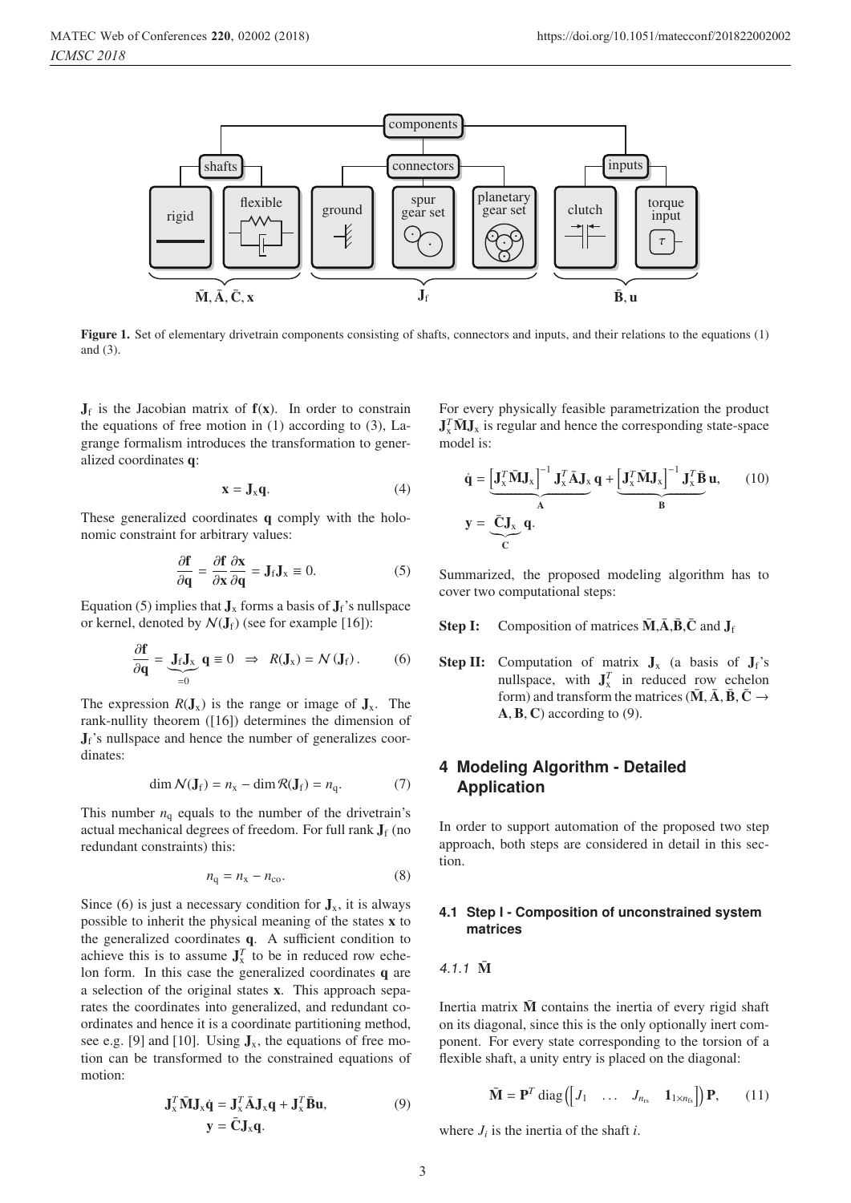Figure 1. Set of elementary drivetrain components consisting of shafts, connectors and inputs, and their relations to the equations (1) and (3).

$\mathbf{J}_\mathrm{f}$ is the Jacobian matrix of $\mathbf{f}(\mathbf{x})$. In order to constrain the equations of free motion in (1) according to (3), Lagrange formalism introduces the transformation to generalized coordinates $\mathbf{q}$:

$$\mathbf{x} = \mathbf{J}_\mathrm{x}\mathbf{q}. \tag{4}$$

These generalized coordinates $\mathbf{q}$ comply with the holonomic constraint for arbitrary values:

$$\frac{\partial \mathbf{f}}{\partial \mathbf{q}} = \frac{\partial \mathbf{f}}{\partial \mathbf{x}}\frac{\partial \mathbf{x}}{\partial \mathbf{q}} = \mathbf{J}_\mathrm{f}\mathbf{J}_\mathrm{x} \equiv 0. \tag{5}$$

Equation (5) implies that $\mathbf{J}_\mathrm{x}$ forms a basis of $\mathbf{J}_\mathrm{f}$'s nullspace or kernel, denoted by $\mathcal{N}(\mathbf{J}_\mathrm{f})$ (see for example [16]):

$$\frac{\partial \mathbf{f}}{\partial \mathbf{q}} = \underbrace{\mathbf{J}_\mathrm{f}\mathbf{J}_\mathrm{x}}_{=0}\,\mathbf{q} \equiv 0 \;\;\Rightarrow\;\; R(\mathbf{J}_\mathrm{x}) = \mathcal{N}(\mathbf{J}_\mathrm{f}). \tag{6}$$

The expression $R(\mathbf{J}_\mathrm{x})$ is the range or image of $\mathbf{J}_\mathrm{x}$. The rank-nullity theorem ([16]) determines the dimension of $\mathbf{J}_\mathrm{f}$'s nullspace and hence the number of generalizes coordinates:

$$\dim \mathcal{N}(\mathbf{J}_\mathrm{f}) = n_\mathrm{x} - \dim \mathcal{R}(\mathbf{J}_\mathrm{f}) = n_\mathrm{q}. \tag{7}$$

This number $n_\mathrm{q}$ equals to the number of the drivetrain's actual mechanical degrees of freedom. For full rank $\mathbf{J}_\mathrm{f}$ (no redundant constraints) this:

$$n_\mathrm{q} = n_\mathrm{x} - n_\mathrm{co}. \tag{8}$$

Since (6) is just a necessary condition for $\mathbf{J}_\mathrm{x}$, it is always possible to inherit the physical meaning of the states $\mathbf{x}$ to the generalized coordinates $\mathbf{q}$. A sufficient condition to achieve this is to assume $\mathbf{J}_\mathrm{x}^T$ to be in reduced row echelon form. In this case the generalized coordinates $\mathbf{q}$ are a selection of the original states $\mathbf{x}$. This approach separates the coordinates into generalized, and redundant coordinates and hence it is a coordinate partitioning method, see e.g. [9] and [10]. Using $\mathbf{J}_\mathrm{x}$, the equations of free motion can be transformed to the constrained equations of motion:

$$\begin{aligned}\mathbf{J}_\mathrm{x}^T\bar{\mathbf{M}}\mathbf{J}_\mathrm{x}\dot{\mathbf{q}} &= \mathbf{J}_\mathrm{x}^T\bar{\mathbf{A}}\mathbf{J}_\mathrm{x}\mathbf{q} + \mathbf{J}_\mathrm{x}^T\bar{\mathbf{B}}\mathbf{u},\\ \mathbf{y} &= \bar{\mathbf{C}}\mathbf{J}_\mathrm{x}\mathbf{q}.\end{aligned} \tag{9}$$

For every physically feasible parametrization the product $\mathbf{J}_\mathrm{x}^T\bar{\mathbf{M}}\mathbf{J}_\mathrm{x}$ is regular and hence the corresponding state-space model is:

$$\begin{aligned}\dot{\mathbf{q}} &= \underbrace{\left[\mathbf{J}_\mathrm{x}^T\bar{\mathbf{M}}\mathbf{J}_\mathrm{x}\right]^{-1}\mathbf{J}_\mathrm{x}^T\bar{\mathbf{A}}\mathbf{J}_\mathrm{x}}_{\mathbf{A}}\,\mathbf{q} + \underbrace{\left[\mathbf{J}_\mathrm{x}^T\bar{\mathbf{M}}\mathbf{J}_\mathrm{x}\right]^{-1}\mathbf{J}_\mathrm{x}^T\bar{\mathbf{B}}}_{\mathbf{B}}\,\mathbf{u},\\ \mathbf{y} &= \underbrace{\bar{\mathbf{C}}\mathbf{J}_\mathrm{x}}_{\mathbf{C}}\,\mathbf{q}.\end{aligned} \tag{10}$$

Summarized, the proposed modeling algorithm has to cover two computational steps:

**Step I:** Composition of matrices $\bar{\mathbf{M}}$,$\bar{\mathbf{A}}$,$\bar{\mathbf{B}}$,$\bar{\mathbf{C}}$ and $\mathbf{J}_\mathrm{f}$

**Step II:** Computation of matrix $\mathbf{J}_\mathrm{x}$ (a basis of $\mathbf{J}_\mathrm{f}$'s nullspace, with $\mathbf{J}_\mathrm{x}^T$ in reduced row echelon form) and transform the matrices ($\bar{\mathbf{M}}, \bar{\mathbf{A}}, \bar{\mathbf{B}}, \bar{\mathbf{C}} \rightarrow \mathbf{A}, \mathbf{B}, \mathbf{C}$) according to (9).

## 4 Modeling Algorithm - Detailed Application

In order to support automation of the proposed two step approach, both steps are considered in detail in this section.

### 4.1 Step I - Composition of unconstrained system matrices

#### 4.1.1 $\bar{\mathbf{M}}$

Inertia matrix $\bar{\mathbf{M}}$ contains the inertia of every rigid shaft on its diagonal, since this is the only optionally inert component. For every state corresponding to the torsion of a flexible shaft, a unity entry is placed on the diagonal:

$$\bar{\mathbf{M}} = \mathbf{P}^T \operatorname{diag}\left(\begin{bmatrix} J_1 & \ldots & J_{n_\mathrm{rs}} & \mathbf{1}_{1\times n_\mathrm{fs}}\end{bmatrix}\right)\mathbf{P}, \tag{11}$$

where $J_i$ is the inertia of the shaft $i$.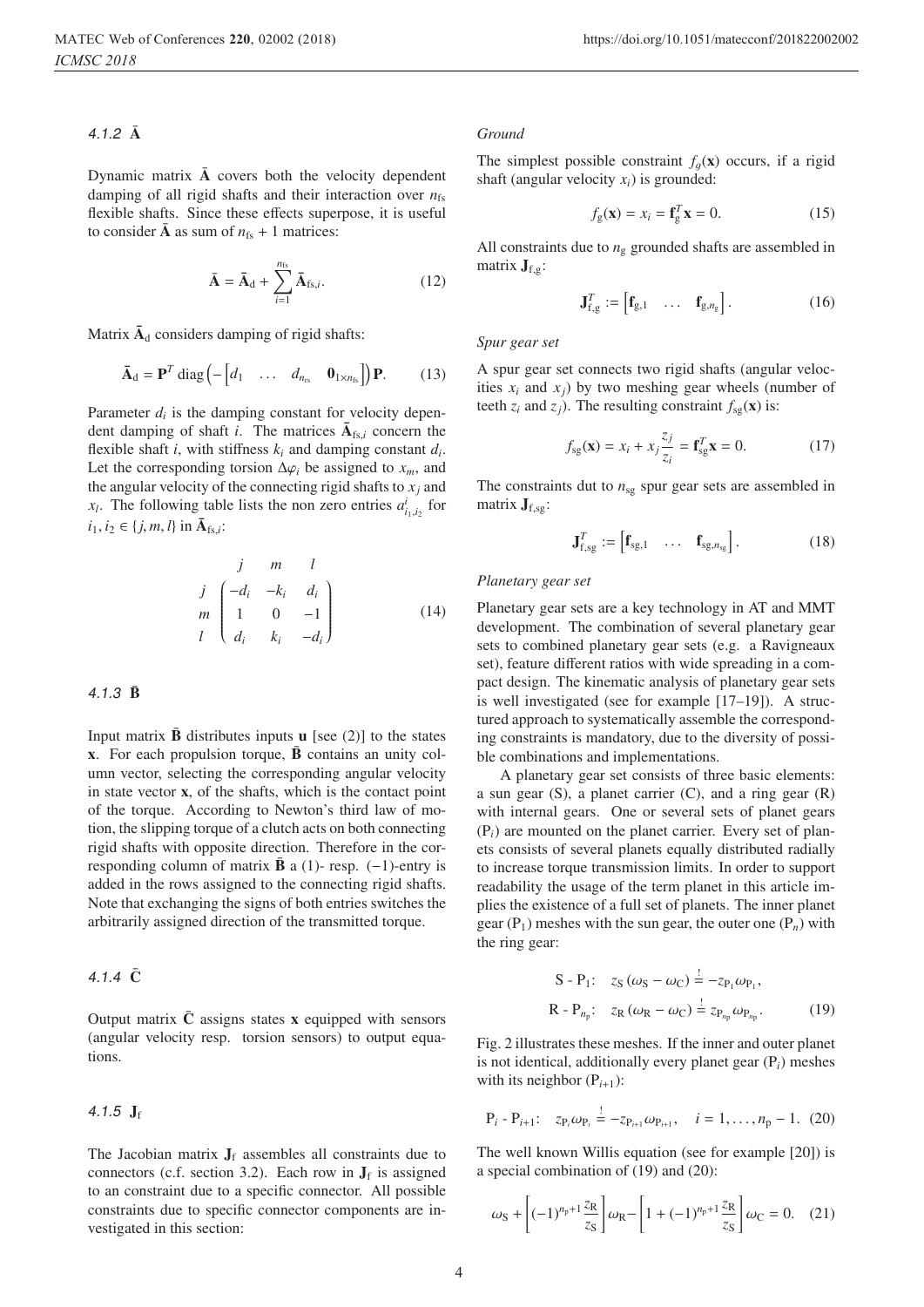#### 4.1.2 $\bar{\mathbf{A}}$

Dynamic matrix $\bar{\mathbf{A}}$ covers both the velocity dependent damping of all rigid shafts and their interaction over $n_{\text{fs}}$ flexible shafts. Since these effects superpose, it is useful to consider $\bar{\mathbf{A}}$ as sum of $n_{\text{fs}} + 1$ matrices:

$$\bar{\mathbf{A}} = \bar{\mathbf{A}}_{\text{d}} + \sum_{i=1}^{n_{\text{fs}}} \bar{\mathbf{A}}_{\text{fs},i}. \tag{12}$$

Matrix $\bar{\mathbf{A}}_{\text{d}}$ considers damping of rigid shafts:

$$\bar{\mathbf{A}}_{\text{d}} = \mathbf{P}^T \operatorname{diag}\left(-\begin{bmatrix} d_1 & \dots & d_{n_{\text{rs}}} & \mathbf{0}_{1\times n_{\text{fs}}} \end{bmatrix}\right) \mathbf{P}. \tag{13}$$

Parameter $d_i$ is the damping constant for velocity dependent damping of shaft $i$. The matrices $\bar{\mathbf{A}}_{\text{fs},i}$ concern the flexible shaft $i$, with stiffness $k_i$ and damping constant $d_i$. Let the corresponding torsion $\Delta\varphi_i$ be assigned to $x_m$, and the angular velocity of the connecting rigid shafts to $x_j$ and $x_l$. The following table lists the non zero entries $a^i_{i_1,i_2}$ for $i_1, i_2 \in \{j, m, l\}$ in $\bar{\mathbf{A}}_{\text{fs},i}$:

$$\begin{array}{c} \\ j \\ m \\ l \end{array} \begin{array}{c} \begin{array}{ccc} j & m & l \end{array} \\ \begin{pmatrix} -d_i & -k_i & d_i \\ 1 & 0 & -1 \\ d_i & k_i & -d_i \end{pmatrix} \end{array} \tag{14}$$

#### 4.1.3 $\bar{\mathbf{B}}$

Input matrix $\bar{\mathbf{B}}$ distributes inputs $\mathbf{u}$ [see (2)] to the states $\mathbf{x}$. For each propulsion torque, $\bar{\mathbf{B}}$ contains an unity column vector, selecting the corresponding angular velocity in state vector $\mathbf{x}$, of the shafts, which is the contact point of the torque. According to Newton's third law of motion, the slipping torque of a clutch acts on both connecting rigid shafts with opposite direction. Therefore in the corresponding column of matrix $\bar{\mathbf{B}}$ a (1)- resp. (−1)-entry is added in the rows assigned to the connecting rigid shafts. Note that exchanging the signs of both entries switches the arbitrarily assigned direction of the transmitted torque.

#### 4.1.4 $\bar{\mathbf{C}}$

Output matrix $\bar{\mathbf{C}}$ assigns states $\mathbf{x}$ equipped with sensors (angular velocity resp. torsion sensors) to output equations.

#### 4.1.5 $\mathbf{J}_{\text{f}}$

The Jacobian matrix $\mathbf{J}_{\text{f}}$ assembles all constraints due to connectors (c.f. section 3.2). Each row in $\mathbf{J}_{\text{f}}$ is assigned to an constraint due to a specific connector. All possible constraints due to specific connector components are investigated in this section:

*Ground*

The simplest possible constraint $f_g(\mathbf{x})$ occurs, if a rigid shaft (angular velocity $x_i$) is grounded:

$$f_{\text{g}}(\mathbf{x}) = x_i = \mathbf{f}_{\text{g}}^T \mathbf{x} = 0. \tag{15}$$

All constraints due to $n_{\text{g}}$ grounded shafts are assembled in matrix $\mathbf{J}_{\text{f,g}}$:

$$\mathbf{J}_{\text{f,g}}^T := \begin{bmatrix} \mathbf{f}_{\text{g},1} & \dots & \mathbf{f}_{\text{g},n_{\text{g}}} \end{bmatrix}. \tag{16}$$

*Spur gear set*

A spur gear set connects two rigid shafts (angular velocities $x_i$ and $x_j$) by two meshing gear wheels (number of teeth $z_i$ and $z_j$). The resulting constraint $f_{\text{sg}}(\mathbf{x})$ is:

$$f_{\text{sg}}(\mathbf{x}) = x_i + x_j \frac{z_j}{z_i} = \mathbf{f}_{\text{sg}}^T \mathbf{x} = 0. \tag{17}$$

The constraints dut to $n_{\text{sg}}$ spur gear sets are assembled in matrix $\mathbf{J}_{\text{f,sg}}$:

$$\mathbf{J}_{\text{f,sg}}^T := \begin{bmatrix} \mathbf{f}_{\text{sg},1} & \dots & \mathbf{f}_{\text{sg},n_{\text{sg}}} \end{bmatrix}. \tag{18}$$

*Planetary gear set*

Planetary gear sets are a key technology in AT and MMT development. The combination of several planetary gear sets to combined planetary gear sets (e.g. a Ravigneaux set), feature different ratios with wide spreading in a compact design. The kinematic analysis of planetary gear sets is well investigated (see for example [17–19]). A structured approach to systematically assemble the corresponding constraints is mandatory, due to the diversity of possible combinations and implementations.

A planetary gear set consists of three basic elements: a sun gear (S), a planet carrier (C), and a ring gear (R) with internal gears. One or several sets of planet gears ($\text{P}_i$) are mounted on the planet carrier. Every set of planets consists of several planets equally distributed radially to increase torque transmission limits. In order to support readability the usage of the term planet in this article implies the existence of a full set of planets. The inner planet gear ($\text{P}_1$) meshes with the sun gear, the outer one ($\text{P}_n$) with the ring gear:

$$\begin{aligned} \text{S - P}_1\text{:} \quad & z_{\text{S}}\,(\omega_{\text{S}} - \omega_{\text{C}}) \stackrel{!}{=} -z_{\text{P}_1}\omega_{\text{P}_1}, \\ \text{R - P}_{n_{\text{p}}}\text{:} \quad & z_{\text{R}}\,(\omega_{\text{R}} - \omega_{\text{C}}) \stackrel{!}{=} z_{\text{P}_{n_{\text{p}}}}\omega_{\text{P}_{n_{\text{p}}}}. \end{aligned} \tag{19}$$

Fig. 2 illustrates these meshes. If the inner and outer planet is not identical, additionally every planet gear ($\text{P}_i$) meshes with its neighbor ($\text{P}_{i+1}$):

$$\text{P}_i\text{ - P}_{i+1}\text{:} \quad z_{\text{P}_i}\omega_{\text{P}_i} \stackrel{!}{=} -z_{\text{P}_{i+1}}\omega_{\text{P}_{i+1}}, \quad i = 1, \dots, n_{\text{p}} - 1. \tag{20}$$

The well known Willis equation (see for example [20]) is a special combination of (19) and (20):

$$\omega_{\text{S}} + \left[(-1)^{n_{\text{p}}+1}\frac{z_{\text{R}}}{z_{\text{S}}}\right]\omega_{\text{R}} - \left[1 + (-1)^{n_{\text{p}}+1}\frac{z_{\text{R}}}{z_{\text{S}}}\right]\omega_{\text{C}} = 0. \tag{21}$$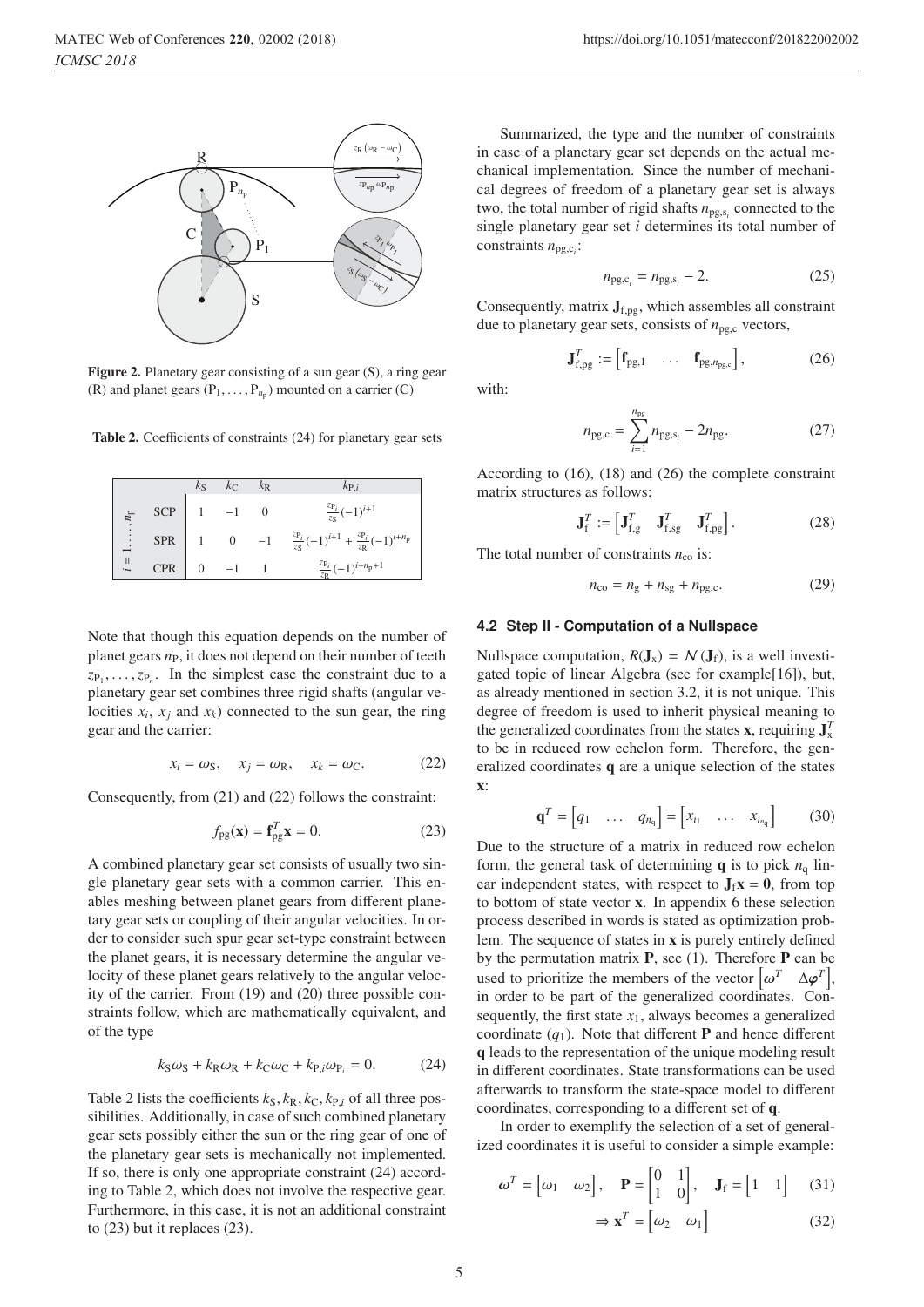**Figure 2.** Planetary gear consisting of a sun gear (S), a ring gear (R) and planet gears ($P_1, \ldots, P_{n_p}$) mounted on a carrier (C)

**Table 2.** Coefficients of constraints (24) for planetary gear sets

| | | $k_S$ | $k_C$ | $k_R$ | $k_{P,i}$ |
|---|---|---|---|---|---|
| $i = 1, \ldots, n_p$ | SCP | 1 | −1 | 0 | $\frac{z_{P_i}}{z_S}(-1)^{i+1}$ |
| | SPR | 1 | 0 | −1 | $\frac{z_{P_i}}{z_S}(-1)^{i+1} + \frac{z_{P_i}}{z_R}(-1)^{i+n_p}$ |
| | CPR | 0 | −1 | 1 | $\frac{z_{P_i}}{z_R}(-1)^{i+n_p+1}$ |

Note that though this equation depends on the number of planet gears $n_P$, it does not depend on their number of teeth $z_{P_1}, \ldots, z_{P_n}$. In the simplest case the constraint due to a planetary gear set combines three rigid shafts (angular velocities $x_i$, $x_j$ and $x_k$) connected to the sun gear, the ring gear and the carrier:

$$x_i = \omega_S, \quad x_j = \omega_R, \quad x_k = \omega_C. \tag{22}$$

Consequently, from (21) and (22) follows the constraint:

$$f_{pg}(\mathbf{x}) = \mathbf{f}_{pg}^T \mathbf{x} = 0. \tag{23}$$

A combined planetary gear set consists of usually two single planetary gear sets with a common carrier. This enables meshing between planet gears from different planetary gear sets or coupling of their angular velocities. In order to consider such spur gear set-type constraint between the planet gears, it is necessary determine the angular velocity of these planet gears relatively to the angular velocity of the carrier. From (19) and (20) three possible constraints follow, which are mathematically equivalent, and of the type

$$k_S \omega_S + k_R \omega_R + k_C \omega_C + k_{P,i} \omega_{P_i} = 0. \tag{24}$$

Table 2 lists the coefficients $k_S, k_R, k_C, k_{P,i}$ of all three possibilities. Additionally, in case of such combined planetary gear sets possibly either the sun or the ring gear of one of the planetary gear sets is mechanically not implemented. If so, there is only one appropriate constraint (24) according to Table 2, which does not involve the respective gear. Furthermore, in this case, it is not an additional constraint to (23) but it replaces (23).

Summarized, the type and the number of constraints in case of a planetary gear set depends on the actual mechanical implementation. Since the number of mechanical degrees of freedom of a planetary gear set is always two, the total number of rigid shafts $n_{pg,s_i}$ connected to the single planetary gear set $i$ determines its total number of constraints $n_{pg,c_i}$:

$$n_{pg,c_i} = n_{pg,s_i} - 2. \tag{25}$$

Consequently, matrix $\mathbf{J}_{f,pg}$, which assembles all constraint due to planetary gear sets, consists of $n_{pg,c}$ vectors,

$$\mathbf{J}_{f,pg}^T := \begin{bmatrix} \mathbf{f}_{pg,1} & \ldots & \mathbf{f}_{pg,n_{pg,c}} \end{bmatrix}, \tag{26}$$

with:

$$n_{pg,c} = \sum_{i=1}^{n_{pg}} n_{pg,s_i} - 2n_{pg}. \tag{27}$$

According to (16), (18) and (26) the complete constraint matrix structures as follows:

$$\mathbf{J}_f^T := \begin{bmatrix} \mathbf{J}_{f,g}^T & \mathbf{J}_{f,sg}^T & \mathbf{J}_{f,pg}^T \end{bmatrix}. \tag{28}$$

The total number of constraints $n_{co}$ is:

$$n_{co} = n_g + n_{sg} + n_{pg,c}. \tag{29}$$

### 4.2 Step II - Computation of a Nullspace

Nullspace computation, $R(\mathbf{J}_x) = \mathcal{N}(\mathbf{J}_f)$, is a well investigated topic of linear Algebra (see for example[16]), but, as already mentioned in section 3.2, it is not unique. This degree of freedom is used to inherit physical meaning to the generalized coordinates from the states $\mathbf{x}$, requiring $\mathbf{J}_x^T$ to be in reduced row echelon form. Therefore, the generalized coordinates $\mathbf{q}$ are a unique selection of the states $\mathbf{x}$:

$$\mathbf{q}^T = \begin{bmatrix} q_1 & \ldots & q_{n_q} \end{bmatrix} = \begin{bmatrix} x_{i_1} & \ldots & x_{i_{n_q}} \end{bmatrix} \tag{30}$$

Due to the structure of a matrix in reduced row echelon form, the general task of determining $\mathbf{q}$ is to pick $n_q$ linear independent states, with respect to $\mathbf{J}_f \mathbf{x} = \mathbf{0}$, from top to bottom of state vector $\mathbf{x}$. In appendix 6 these selection process described in words is stated as optimization problem. The sequence of states in $\mathbf{x}$ is purely entirely defined by the permutation matrix $\mathbf{P}$, see (1). Therefore $\mathbf{P}$ can be used to prioritize the members of the vector $\begin{bmatrix} \boldsymbol{\omega}^T & \Delta\boldsymbol{\varphi}^T \end{bmatrix}$, in order to be part of the generalized coordinates. Consequently, the first state $x_1$, always becomes a generalized coordinate ($q_1$). Note that different $\mathbf{P}$ and hence different $\mathbf{q}$ leads to the representation of the unique modeling result in different coordinates. State transformations can be used afterwards to transform the state-space model to different coordinates, corresponding to a different set of $\mathbf{q}$.

In order to exemplify the selection of a set of generalized coordinates it is useful to consider a simple example:

$$\boldsymbol{\omega}^T = \begin{bmatrix} \omega_1 & \omega_2 \end{bmatrix}, \quad \mathbf{P} = \begin{bmatrix} 0 & 1 \\ 1 & 0 \end{bmatrix}, \quad \mathbf{J}_f = \begin{bmatrix} 1 & 1 \end{bmatrix} \tag{31}$$

$$\Rightarrow \mathbf{x}^T = \begin{bmatrix} \omega_2 & \omega_1 \end{bmatrix} \tag{32}$$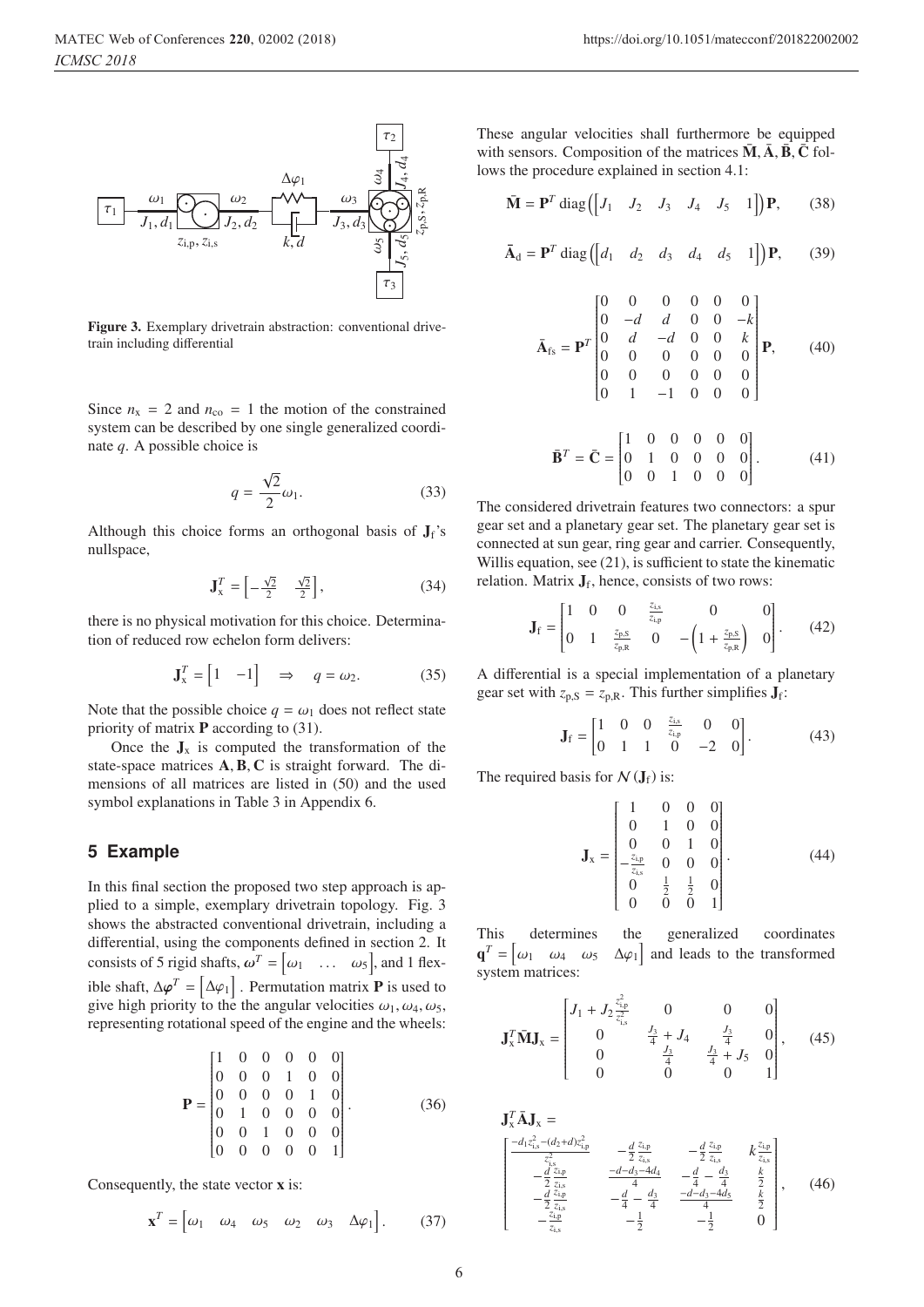Figure 3. Exemplary drivetrain abstraction: conventional drivetrain including differential

Since $n_x = 2$ and $n_{co} = 1$ the motion of the constrained system can be described by one single generalized coordinate $q$. A possible choice is

$$q = \frac{\sqrt{2}}{2}\omega_1. \tag{33}$$

Although this choice forms an orthogonal basis of $\mathbf{J}_f$'s nullspace,

$$\mathbf{J}_x^T = \begin{bmatrix} -\frac{\sqrt{2}}{2} & \frac{\sqrt{2}}{2} \end{bmatrix}, \tag{34}$$

there is no physical motivation for this choice. Determination of reduced row echelon form delivers:

$$\mathbf{J}_x^T = \begin{bmatrix} 1 & -1 \end{bmatrix} \quad \Rightarrow \quad q = \omega_2. \tag{35}$$

Note that the possible choice $q = \omega_1$ does not reflect state priority of matrix $\mathbf{P}$ according to (31).

Once the $\mathbf{J}_x$ is computed the transformation of the state-space matrices $\mathbf{A}, \mathbf{B}, \mathbf{C}$ is straight forward. The dimensions of all matrices are listed in (50) and the used symbol explanations in Table 3 in Appendix 6.

## 5 Example

In this final section the proposed two step approach is applied to a simple, exemplary drivetrain topology. Fig. 3 shows the abstracted conventional drivetrain, including a differential, using the components defined in section 2. It consists of 5 rigid shafts, $\boldsymbol{\omega}^T = \begin{bmatrix} \omega_1 & \dots & \omega_5 \end{bmatrix}$, and 1 flexible shaft, $\Delta\boldsymbol{\varphi}^T = \begin{bmatrix} \Delta\varphi_1 \end{bmatrix}$. Permutation matrix $\mathbf{P}$ is used to give high priority to the angular velocities $\omega_1, \omega_4, \omega_5$, representing rotational speed of the engine and the wheels:

$$\mathbf{P} = \begin{bmatrix} 1 & 0 & 0 & 0 & 0 & 0 \\ 0 & 0 & 0 & 1 & 0 & 0 \\ 0 & 0 & 0 & 0 & 1 & 0 \\ 0 & 1 & 0 & 0 & 0 & 0 \\ 0 & 0 & 1 & 0 & 0 & 0 \\ 0 & 0 & 0 & 0 & 0 & 1 \end{bmatrix}. \tag{36}$$

Consequently, the state vector $\mathbf{x}$ is:

$$\mathbf{x}^T = \begin{bmatrix} \omega_1 & \omega_4 & \omega_5 & \omega_2 & \omega_3 & \Delta\varphi_1 \end{bmatrix}. \tag{37}$$

These angular velocities shall furthermore be equipped with sensors. Composition of the matrices $\bar{\mathbf{M}}, \bar{\mathbf{A}}, \bar{\mathbf{B}}, \bar{\mathbf{C}}$ follows the procedure explained in section 4.1:

$$\bar{\mathbf{M}} = \mathbf{P}^T \operatorname{diag}\left(\begin{bmatrix} J_1 & J_2 & J_3 & J_4 & J_5 & 1 \end{bmatrix}\right)\mathbf{P}, \tag{38}$$

$$\bar{\mathbf{A}}_d = \mathbf{P}^T \operatorname{diag}\left(\begin{bmatrix} d_1 & d_2 & d_3 & d_4 & d_5 & 1 \end{bmatrix}\right)\mathbf{P}, \tag{39}$$

$$\bar{\mathbf{A}}_{fs} = \mathbf{P}^T \begin{bmatrix} 0 & 0 & 0 & 0 & 0 & 0 \\ 0 & -d & d & 0 & 0 & -k \\ 0 & d & -d & 0 & 0 & k \\ 0 & 0 & 0 & 0 & 0 & 0 \\ 0 & 0 & 0 & 0 & 0 & 0 \\ 0 & 1 & -1 & 0 & 0 & 0 \end{bmatrix} \mathbf{P}, \tag{40}$$

$$\bar{\mathbf{B}}^T = \bar{\mathbf{C}} = \begin{bmatrix} 1 & 0 & 0 & 0 & 0 & 0 \\ 0 & 1 & 0 & 0 & 0 & 0 \\ 0 & 0 & 1 & 0 & 0 & 0 \end{bmatrix}. \tag{41}$$

The considered drivetrain features two connectors: a spur gear set and a planetary gear set. The planetary gear set is connected at sun gear, ring gear and carrier. Consequently, Willis equation, see (21), is sufficient to state the kinematic relation. Matrix $\mathbf{J}_f$, hence, consists of two rows:

$$\mathbf{J}_f = \begin{bmatrix} 1 & 0 & 0 & \frac{z_{i,s}}{z_{i,p}} & 0 & 0 \\ 0 & 1 & \frac{z_{p,S}}{z_{p,R}} & 0 & -\left(1 + \frac{z_{p,S}}{z_{p,R}}\right) & 0 \end{bmatrix}. \tag{42}$$

A differential is a special implementation of a planetary gear set with $z_{p,S} = z_{p,R}$. This further simplifies $\mathbf{J}_f$:

$$\mathbf{J}_f = \begin{bmatrix} 1 & 0 & 0 & \frac{z_{i,s}}{z_{i,p}} & 0 & 0 \\ 0 & 1 & 1 & 0 & -2 & 0 \end{bmatrix}. \tag{43}$$

The required basis for $\mathcal{N}(\mathbf{J}_f)$ is:

$$\mathbf{J}_x = \begin{bmatrix} 1 & 0 & 0 & 0 \\ 0 & 1 & 0 & 0 \\ 0 & 0 & 1 & 0 \\ -\frac{z_{i,p}}{z_{i,s}} & 0 & 0 & 0 \\ 0 & \frac{1}{2} & \frac{1}{2} & 0 \\ 0 & 0 & 0 & 1 \end{bmatrix}. \tag{44}$$

This determines the generalized coordinates $\mathbf{q}^T = \begin{bmatrix} \omega_1 & \omega_4 & \omega_5 & \Delta\varphi_1 \end{bmatrix}$ and leads to the transformed system matrices:

$$\mathbf{J}_x^T \bar{\mathbf{M}} \mathbf{J}_x = \begin{bmatrix} J_1 + J_2 \frac{z_{i,p}^2}{z_{i,s}^2} & 0 & 0 & 0 \\ 0 & \frac{J_3}{4} + J_4 & \frac{J_3}{4} & 0 \\ 0 & \frac{J_3}{4} & \frac{J_3}{4} + J_5 & 0 \\ 0 & 0 & 0 & 1 \end{bmatrix}, \tag{45}$$

$$\mathbf{J}_x^T \bar{\mathbf{A}} \mathbf{J}_x = \begin{bmatrix} \frac{-d_1 z_{i,s}^2 - (d_2 + d) z_{i,p}^2}{z_{i,s}^2} & -\frac{d}{2}\frac{z_{i,p}}{z_{i,s}} & -\frac{d}{2}\frac{z_{i,p}}{z_{i,s}} & k\frac{z_{i,p}}{z_{i,s}} \\ -\frac{d}{2}\frac{z_{i,p}}{z_{i,s}} & \frac{-d - d_3 - 4d_4}{4} & -\frac{d}{4} - \frac{d_3}{4} & \frac{k}{2} \\ -\frac{d}{2}\frac{z_{i,p}}{z_{i,s}} & -\frac{d}{4} - \frac{d_3}{4} & \frac{-d - d_3 - 4d_5}{4} & \frac{k}{2} \\ -\frac{z_{i,p}}{z_{i,s}} & -\frac{1}{2} & -\frac{1}{2} & 0 \end{bmatrix}, \tag{46}$$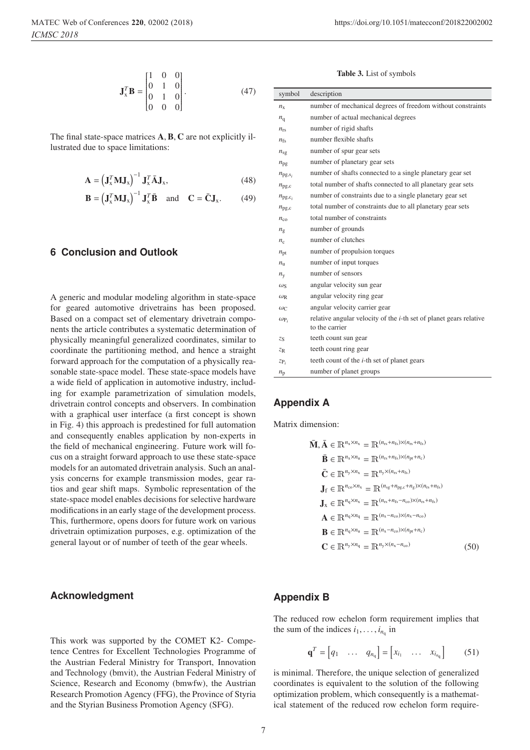$$\mathbf{J}_x^T \mathbf{B} = \begin{bmatrix} 1 & 0 & 0 \\ 0 & 1 & 0 \\ 0 & 1 & 0 \\ 0 & 0 & 0 \end{bmatrix}. \tag{47}$$

The final state-space matrices $\mathbf{A}, \mathbf{B}, \mathbf{C}$ are not explicitly illustrated due to space limitations:

$$\mathbf{A} = \left(\mathbf{J}_x^T \mathbf{M} \mathbf{J}_x\right)^{-1} \mathbf{J}_x^T \bar{\mathbf{A}} \mathbf{J}_x, \tag{48}$$

$$\mathbf{B} = \left(\mathbf{J}_x^T \mathbf{M} \mathbf{J}_x\right)^{-1} \mathbf{J}_x^T \bar{\mathbf{B}} \quad \text{and} \quad \mathbf{C} = \bar{\mathbf{C}} \mathbf{J}_x. \tag{49}$$

## 6 Conclusion and Outlook

A generic and modular modeling algorithm in state-space for geared automotive drivetrains has been proposed. Based on a compact set of elementary drivetrain components the article contributes a systematic determination of physically meaningful generalized coordinates, similar to coordinate the partitioning method, and hence a straight forward approach for the computation of a physically reasonable state-space model. These state-space models have a wide field of application in automotive industry, including for example parametrization of simulation models, drivetrain control concepts and observers. In combination with a graphical user interface (a first concept is shown in Fig. 4) this approach is predestined for full automation and consequently enables application by non-experts in the field of mechanical engineering. Future work will focus on a straight forward approach to use these state-space models for an automated drivetrain analysis. Such an analysis concerns for example transmission modes, gear ratios and gear shift maps. Symbolic representation of the state-space model enables decisions for selective hardware modifications in an early stage of the development process. This, furthermore, opens doors for future work on various drivetrain optimization purposes, e.g. optimization of the general layout or of number of teeth of the gear wheels.

## Acknowledgment

This work was supported by the COMET K2- Competence Centres for Excellent Technologies Programme of the Austrian Federal Ministry for Transport, Innovation and Technology (bmvit), the Austrian Federal Ministry of Science, Research and Economy (bmwfw), the Austrian Research Promotion Agency (FFG), the Province of Styria and the Styrian Business Promotion Agency (SFG).

**Table 3.** List of symbols

| symbol | description |
|---|---|
| $n_x$ | number of mechanical degrees of freedom without constraints |
| $n_q$ | number of actual mechanical degrees |
| $n_{rs}$ | number of rigid shafts |
| $n_{fs}$ | number flexible shafts |
| $n_{sg}$ | number of spur gear sets |
| $n_{pg}$ | number of planetary gear sets |
| $n_{pg,s_i}$ | number of shafts connected to a single planetary gear set |
| $n_{pg,c}$ | total number of shafts connected to all planetary gear sets |
| $n_{pg,c_i}$ | number of constraints due to a single planetary gear set |
| $n_{pg,c}$ | total number of constraints due to all planetary gear sets |
| $n_{co}$ | total number of constraints |
| $n_g$ | number of grounds |
| $n_c$ | number of clutches |
| $n_{pt}$ | number of propulsion torques |
| $n_u$ | number of input torques |
| $n_y$ | number of sensors |
| $\omega_S$ | angular velocity sun gear |
| $\omega_R$ | angular velocity ring gear |
| $\omega_C$ | angular velocity carrier gear |
| $\omega_{P_i}$ | relative angular velocity of the $i$-th set of planet gears relative to the carrier |
| $z_S$ | teeth count sun gear |
| $z_R$ | teeth count ring gear |
| $z_{P_i}$ | teeth count of the $i$-th set of planet gears |
| $n_P$ | number of planet groups |

## Appendix A

Matrix dimension:

$$\begin{aligned}
\bar{\mathbf{M}}, \bar{\mathbf{A}} &\in \mathbb{R}^{n_x \times n_x} = \mathbb{R}^{(n_{rs}+n_{fs})\times(n_{rs}+n_{fs})} \\
\bar{\mathbf{B}} &\in \mathbb{R}^{n_x \times n_u} = \mathbb{R}^{(n_{rs}+n_{fs})\times(n_{pt}+n_c)} \\
\bar{\mathbf{C}} &\in \mathbb{R}^{n_y \times n_x} = \mathbb{R}^{n_y\times(n_{rs}+n_{fs})} \\
\mathbf{J}_f &\in \mathbb{R}^{n_{co} \times n_x} = \mathbb{R}^{(n_{sg}+n_{pg,c}+n_g)\times(n_{rs}+n_{fs})} \\
\mathbf{J}_x &\in \mathbb{R}^{n_q \times n_x} = \mathbb{R}^{(n_{rs}+n_{fs}-n_{co})\times(n_{rs}+n_{fs})} \\
\mathbf{A} &\in \mathbb{R}^{n_q \times n_q} = \mathbb{R}^{(n_x-n_{co})\times(n_x-n_{co})} \\
\mathbf{B} &\in \mathbb{R}^{n_q \times n_u} = \mathbb{R}^{(n_x-n_{co})\times(n_{pt}+n_c)} \\
\mathbf{C} &\in \mathbb{R}^{n_y \times n_q} = \mathbb{R}^{n_y\times(n_x-n_{co})}
\end{aligned} \tag{50}$$

## Appendix B

The reduced row echelon form requirement implies that the sum of the indices $i_1, \ldots, i_{n_q}$ in

$$\mathbf{q}^T = \begin{bmatrix} q_1 & \ldots & q_{n_q} \end{bmatrix} = \begin{bmatrix} x_{i_1} & \ldots & x_{i_{n_q}} \end{bmatrix} \tag{51}$$

is minimal. Therefore, the unique selection of generalized coordinates is equivalent to the solution of the following optimization problem, which consequently is a mathematical statement of the reduced row echelon form require-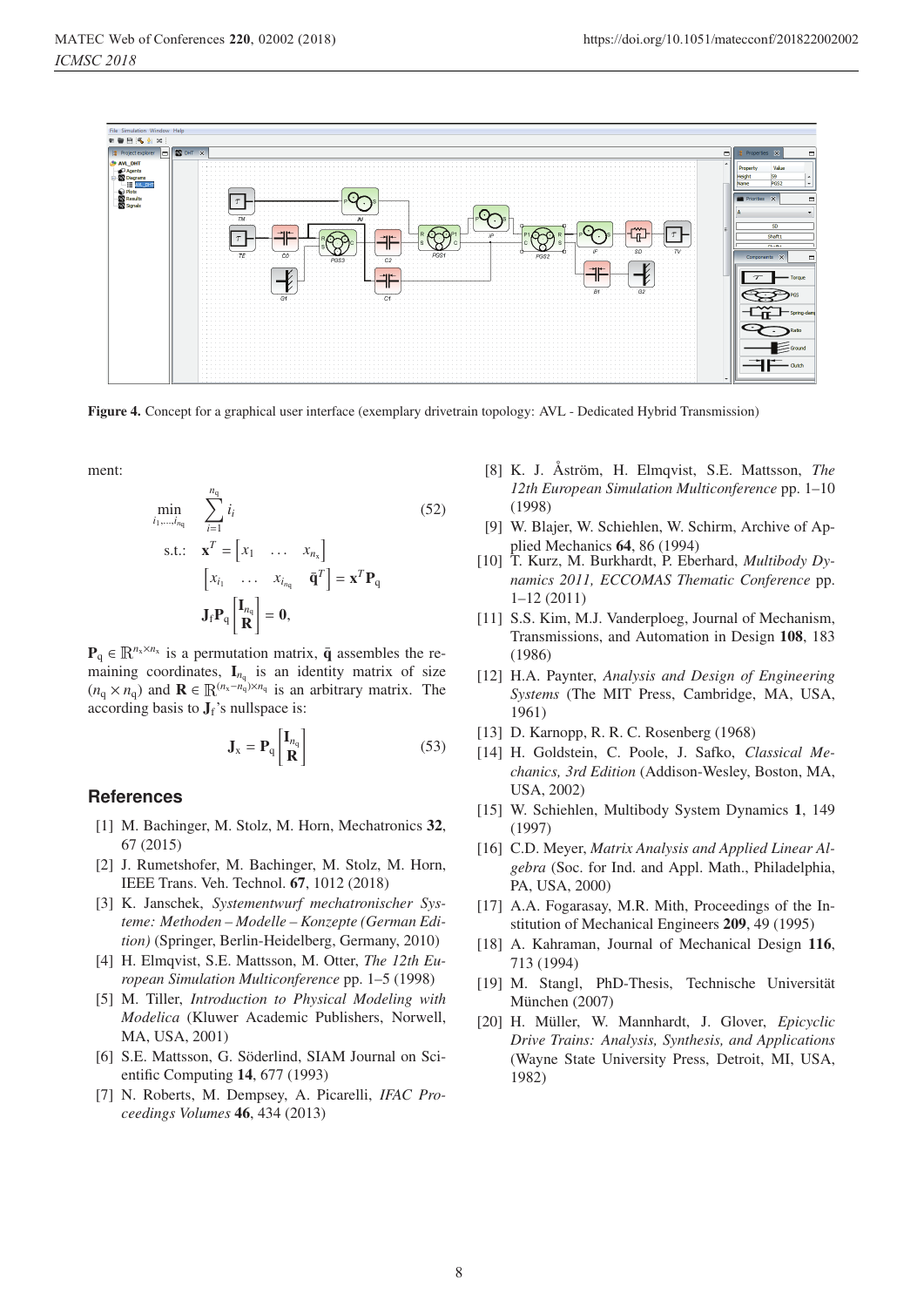Figure 4. Concept for a graphical user interface (exemplary drivetrain topology: AVL - Dedicated Hybrid Transmission)

ment:

$$
\begin{aligned}
\min_{i_1,\ldots,i_{n_q}} \quad & \sum_{i=1}^{n_q} i_i \\
\text{s.t.:} \quad & \mathbf{x}^T = \begin{bmatrix} x_1 & \ldots & x_{n_x} \end{bmatrix} \\
& \begin{bmatrix} x_{i_1} & \ldots & x_{i_{n_q}} & \bar{\mathbf{q}}^T \end{bmatrix} = \mathbf{x}^T \mathbf{P}_q \\
& \mathbf{J}_f \mathbf{P}_q \begin{bmatrix} \mathbf{I}_{n_q} \\ \mathbf{R} \end{bmatrix} = \mathbf{0},
\end{aligned} \tag{52}
$$

$\mathbf{P}_q \in \mathbb{R}^{n_x \times n_x}$ is a permutation matrix, $\bar{\mathbf{q}}$ assembles the remaining coordinates, $\mathbf{I}_{n_q}$ is an identity matrix of size $(n_q \times n_q)$ and $\mathbf{R} \in \mathbb{R}^{(n_x - n_q) \times n_q}$ is an arbitrary matrix. The according basis to $\mathbf{J}_f$'s nullspace is:

$$
\mathbf{J}_x = \mathbf{P}_q \begin{bmatrix} \mathbf{I}_{n_q} \\ \mathbf{R} \end{bmatrix} \tag{53}
$$

## References

[1] M. Bachinger, M. Stolz, M. Horn, Mechatronics **32**, 67 (2015)

[2] J. Rumetshofer, M. Bachinger, M. Stolz, M. Horn, IEEE Trans. Veh. Technol. **67**, 1012 (2018)

[3] K. Janschek, *Systementwurf mechatronischer Systeme: Methoden – Modelle – Konzepte (German Edition)* (Springer, Berlin-Heidelberg, Germany, 2010)

[4] H. Elmqvist, S.E. Mattsson, M. Otter, *The 12th European Simulation Multiconference* pp. 1–5 (1998)

[5] M. Tiller, *Introduction to Physical Modeling with Modelica* (Kluwer Academic Publishers, Norwell, MA, USA, 2001)

[6] S.E. Mattsson, G. Söderlind, SIAM Journal on Scientific Computing **14**, 677 (1993)

[7] N. Roberts, M. Dempsey, A. Picarelli, *IFAC Proceedings Volumes* **46**, 434 (2013)

[8] K. J. Åström, H. Elmqvist, S.E. Mattsson, *The 12th European Simulation Multiconference* pp. 1–10 (1998)

[9] W. Blajer, W. Schiehlen, W. Schirm, Archive of Applied Mechanics **64**, 86 (1994)

[10] T. Kurz, M. Burkhardt, P. Eberhard, *Multibody Dynamics 2011, ECCOMAS Thematic Conference* pp. 1–12 (2011)

[11] S.S. Kim, M.J. Vanderploeg, Journal of Mechanism, Transmissions, and Automation in Design **108**, 183 (1986)

[12] H.A. Paynter, *Analysis and Design of Engineering Systems* (The MIT Press, Cambridge, MA, USA, 1961)

[13] D. Karnopp, R. R. C. Rosenberg (1968)

[14] H. Goldstein, C. Poole, J. Safko, *Classical Mechanics, 3rd Edition* (Addison-Wesley, Boston, MA, USA, 2002)

[15] W. Schiehlen, Multibody System Dynamics **1**, 149 (1997)

[16] C.D. Meyer, *Matrix Analysis and Applied Linear Algebra* (Soc. for Ind. and Appl. Math., Philadelphia, PA, USA, 2000)

[17] A.A. Fogarasay, M.R. Mith, Proceedings of the Institution of Mechanical Engineers **209**, 49 (1995)

[18] A. Kahraman, Journal of Mechanical Design **116**, 713 (1994)

[19] M. Stangl, PhD-Thesis, Technische Universität München (2007)

[20] H. Müller, W. Mannhardt, J. Glover, *Epicyclic Drive Trains: Analysis, Synthesis, and Applications* (Wayne State University Press, Detroit, MI, USA, 1982)